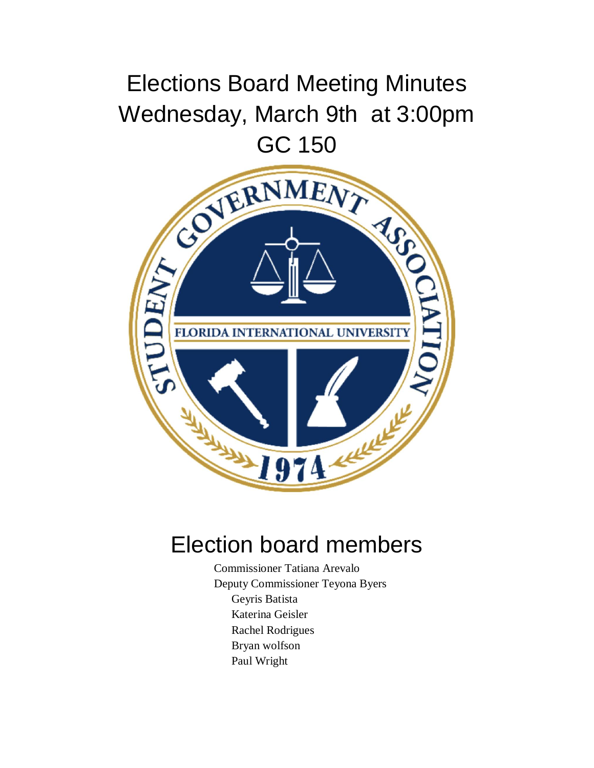# Elections Board Meeting Minutes
# Wednesday, March 9th at 3:00pm
# GC 150

## Election board members

Commissioner Tatiana Arevalo
Deputy Commissioner Teyona Byers
Geyris Batista
Katerina Geisler
Rachel Rodrigues
Bryan wolfson
Paul Wright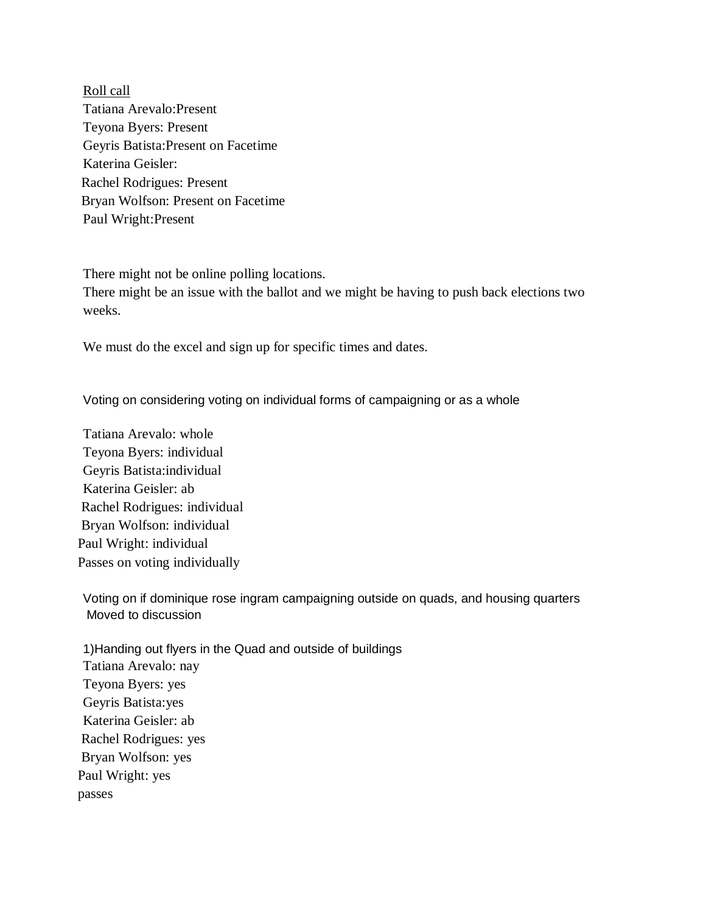<u>Roll call</u>

Tatiana Arevalo:Present
Teyona Byers: Present
Geyris Batista:Present on Facetime
Katerina Geisler:
Rachel Rodrigues: Present
Bryan Wolfson: Present on Facetime
Paul Wright:Present

There might not be online polling locations.
There might be an issue with the ballot and we might be having to push back elections two weeks.

We must do the excel and sign up for specific times and dates.

Voting on considering voting on individual forms of campaigning or as a whole

Tatiana Arevalo: whole
Teyona Byers: individual
Geyris Batista:individual
Katerina Geisler: ab
Rachel Rodrigues: individual
Bryan Wolfson: individual
Paul Wright: individual
Passes on voting individually

Voting on if dominique rose ingram campaigning outside on quads, and housing quarters
Moved to discussion

1)Handing out flyers in the Quad and outside of buildings
Tatiana Arevalo: nay
Teyona Byers: yes
Geyris Batista:yes
Katerina Geisler: ab
Rachel Rodrigues: yes
Bryan Wolfson: yes
Paul Wright: yes
passes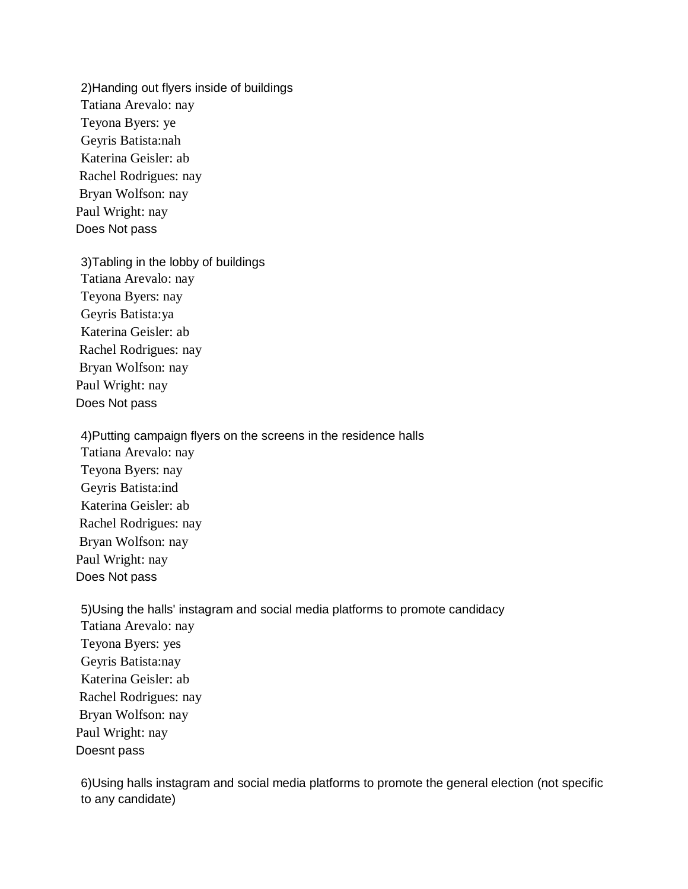2)Handing out flyers inside of buildings
Tatiana Arevalo: nay
Teyona Byers: ye
Geyris Batista:nah
Katerina Geisler: ab
Rachel Rodrigues: nay
Bryan Wolfson: nay
Paul Wright: nay
Does Not pass

3)Tabling in the lobby of buildings
Tatiana Arevalo: nay
Teyona Byers: nay
Geyris Batista:ya
Katerina Geisler: ab
Rachel Rodrigues: nay
Bryan Wolfson: nay
Paul Wright: nay
Does Not pass

4)Putting campaign flyers on the screens in the residence halls
Tatiana Arevalo: nay
Teyona Byers: nay
Geyris Batista:ind
Katerina Geisler: ab
Rachel Rodrigues: nay
Bryan Wolfson: nay
Paul Wright: nay
Does Not pass

5)Using the halls' instagram and social media platforms to promote candidacy
Tatiana Arevalo: nay
Teyona Byers: yes
Geyris Batista:nay
Katerina Geisler: ab
Rachel Rodrigues: nay
Bryan Wolfson: nay
Paul Wright: nay
Doesnt pass

6)Using halls instagram and social media platforms to promote the general election (not specific to any candidate)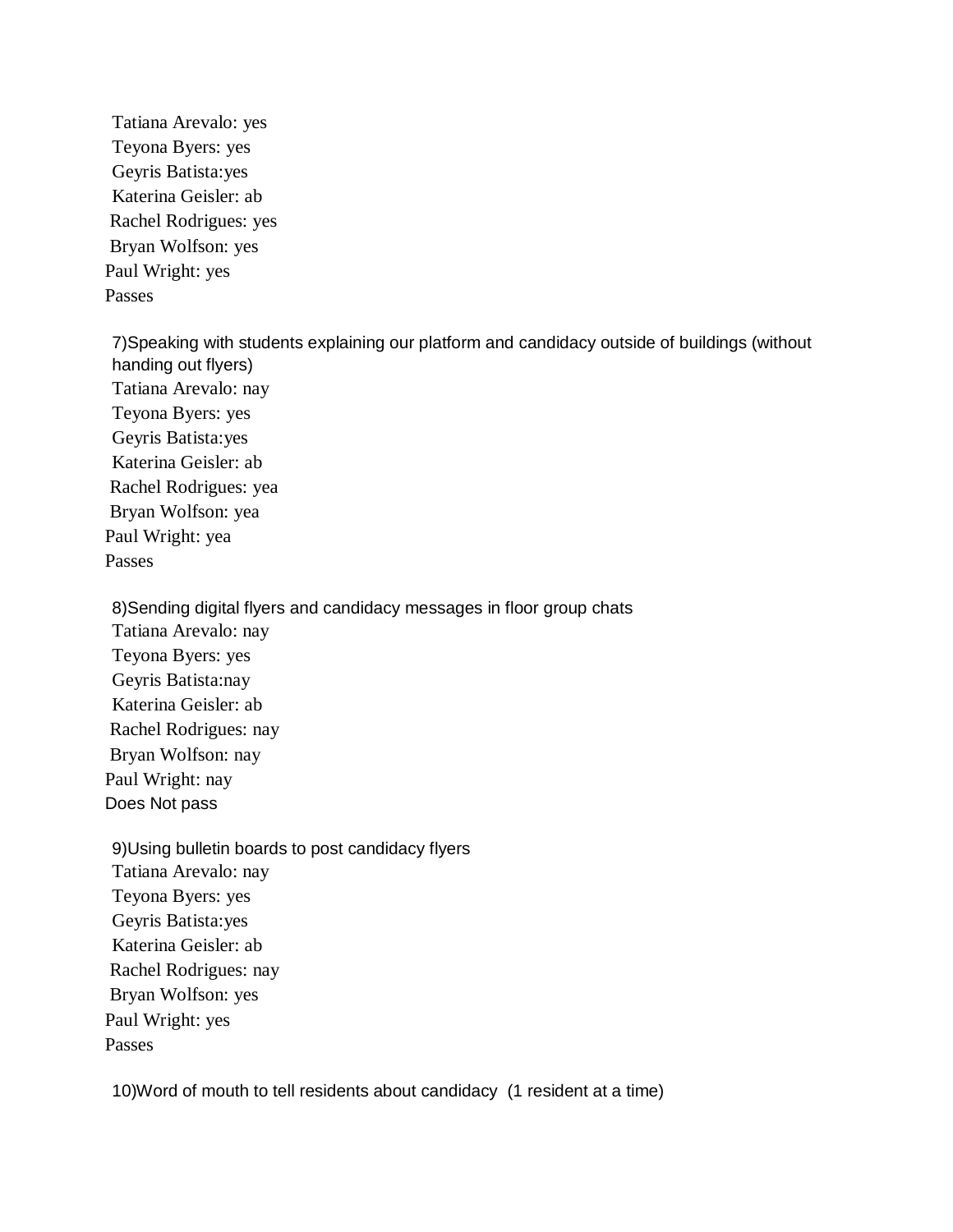Tatiana Arevalo: yes
Teyona Byers: yes
Geyris Batista:yes
Katerina Geisler: ab
Rachel Rodrigues: yes
Bryan Wolfson: yes
Paul Wright: yes
Passes

7)Speaking with students explaining our platform and candidacy outside of buildings (without handing out flyers)
Tatiana Arevalo: nay
Teyona Byers: yes
Geyris Batista:yes
Katerina Geisler: ab
Rachel Rodrigues: yea
Bryan Wolfson: yea
Paul Wright: yea
Passes

8)Sending digital flyers and candidacy messages in floor group chats
Tatiana Arevalo: nay
Teyona Byers: yes
Geyris Batista:nay
Katerina Geisler: ab
Rachel Rodrigues: nay
Bryan Wolfson: nay
Paul Wright: nay
Does Not pass

9)Using bulletin boards to post candidacy flyers
Tatiana Arevalo: nay
Teyona Byers: yes
Geyris Batista:yes
Katerina Geisler: ab
Rachel Rodrigues: nay
Bryan Wolfson: yes
Paul Wright: yes
Passes

10)Word of mouth to tell residents about candidacy (1 resident at a time)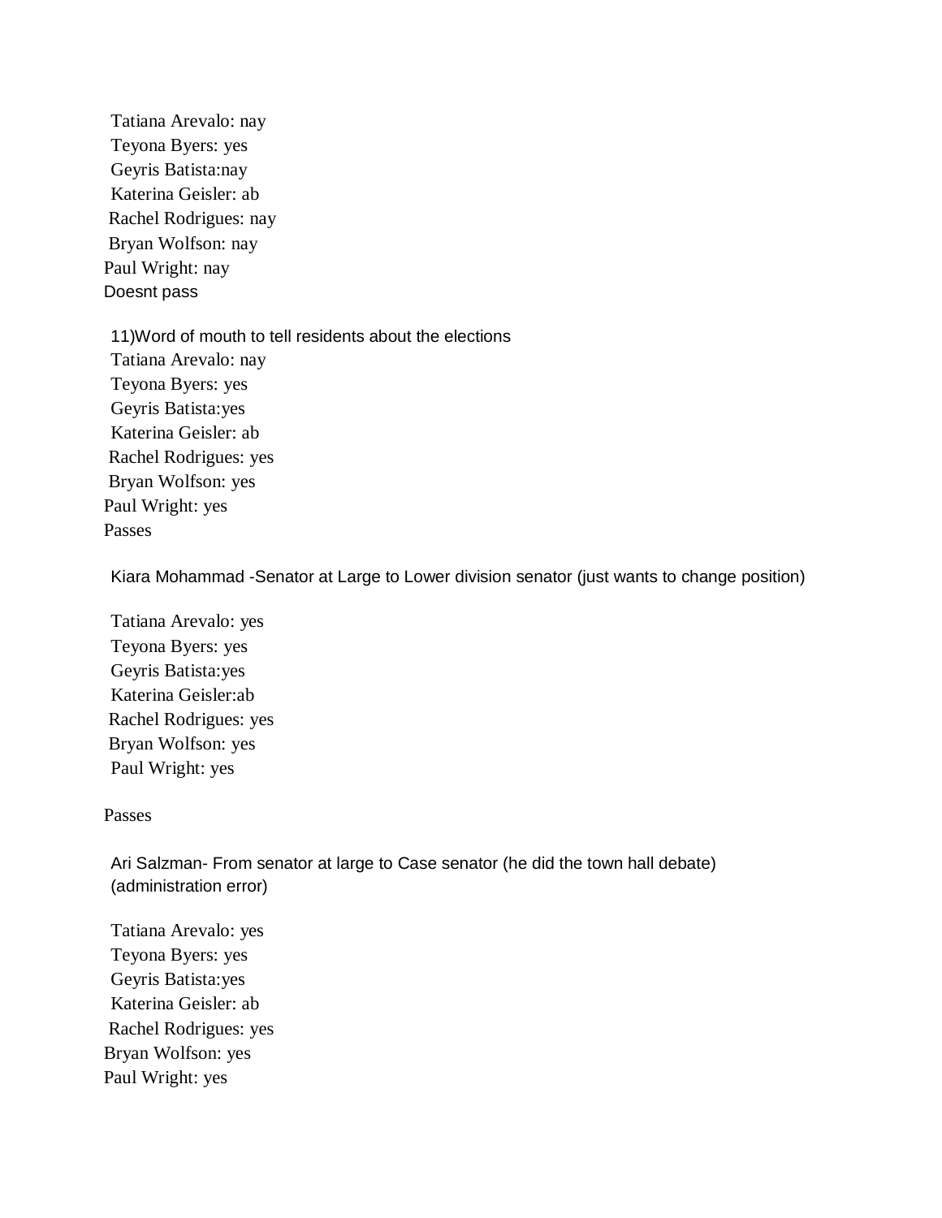Tatiana Arevalo: nay
Teyona Byers: yes
Geyris Batista:nay
Katerina Geisler: ab
Rachel Rodrigues: nay
Bryan Wolfson: nay
Paul Wright: nay
Doesnt pass

11)Word of mouth to tell residents about the elections
Tatiana Arevalo: nay
Teyona Byers: yes
Geyris Batista:yes
Katerina Geisler: ab
Rachel Rodrigues: yes
Bryan Wolfson: yes
Paul Wright: yes
Passes

Kiara Mohammad -Senator at Large to Lower division senator (just wants to change position)

Tatiana Arevalo: yes
Teyona Byers: yes
Geyris Batista:yes
Katerina Geisler:ab
Rachel Rodrigues: yes
Bryan Wolfson: yes
Paul Wright: yes

Passes

Ari Salzman- From senator at large to Case senator (he did the town hall debate) (administration error)

Tatiana Arevalo: yes
Teyona Byers: yes
Geyris Batista:yes
Katerina Geisler: ab
Rachel Rodrigues: yes
Bryan Wolfson: yes
Paul Wright: yes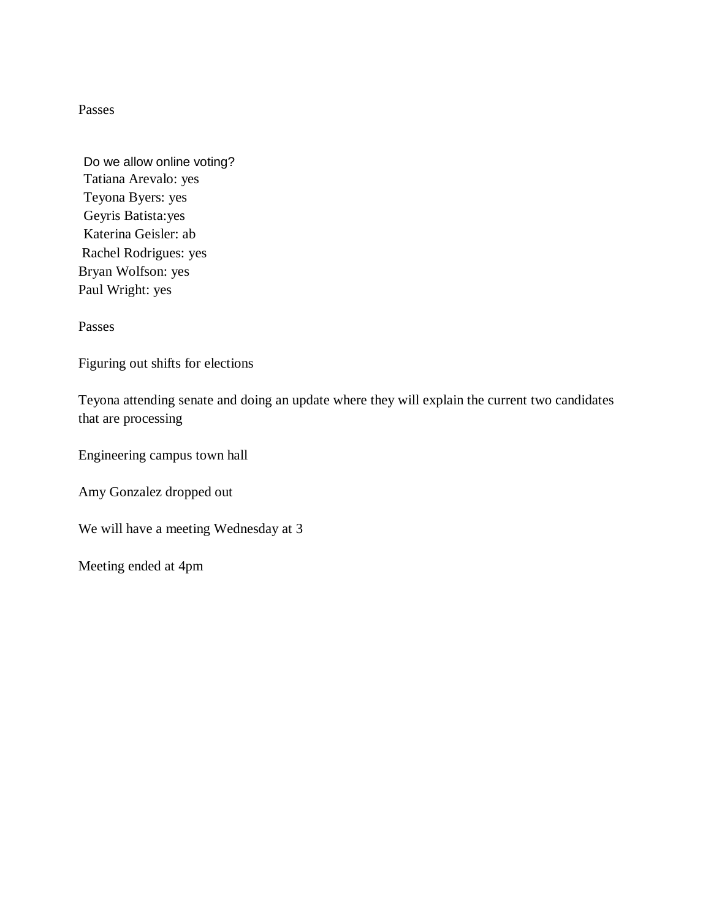Passes

Do we allow online voting?
Tatiana Arevalo: yes
Teyona Byers: yes
Geyris Batista:yes
Katerina Geisler: ab
Rachel Rodrigues: yes
Bryan Wolfson: yes
Paul Wright: yes

Passes

Figuring out shifts for elections

Teyona attending senate and doing an update where they will explain the current two candidates that are processing

Engineering campus town hall

Amy Gonzalez dropped out

We will have a meeting Wednesday at 3

Meeting ended at 4pm